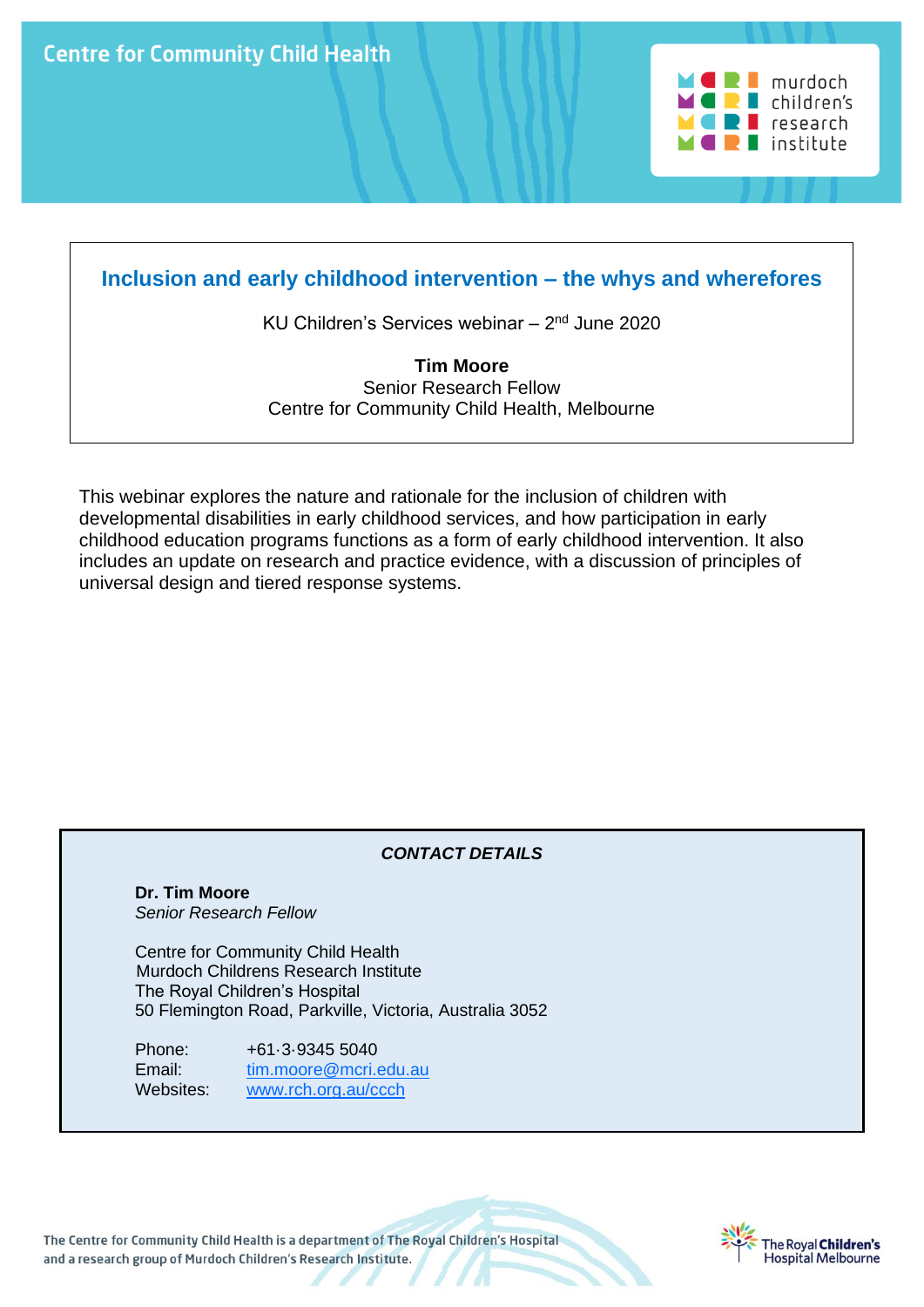Centre for Community Child Health

murdoch children's research institute

# Inclusion and early childhood intervention – the whys and wherefores

KU Children's Services webinar – 2nd June 2020

**Tim Moore**
Senior Research Fellow
Centre for Community Child Health, Melbourne

This webinar explores the nature and rationale for the inclusion of children with developmental disabilities in early childhood services, and how participation in early childhood education programs functions as a form of early childhood intervention. It also includes an update on research and practice evidence, with a discussion of principles of universal design and tiered response systems.

***CONTACT DETAILS***

**Dr. Tim Moore**
*Senior Research Fellow*

Centre for Community Child Health
Murdoch Childrens Research Institute
The Royal Children's Hospital
50 Flemington Road, Parkville, Victoria, Australia 3052

Phone: +61·3·9345 5040
Email: tim.moore@mcri.edu.au
Websites: www.rch.org.au/ccch

The Centre for Community Child Health is a department of The Royal Children's Hospital and a research group of Murdoch Children's Research Institute.

The Royal Children's Hospital Melbourne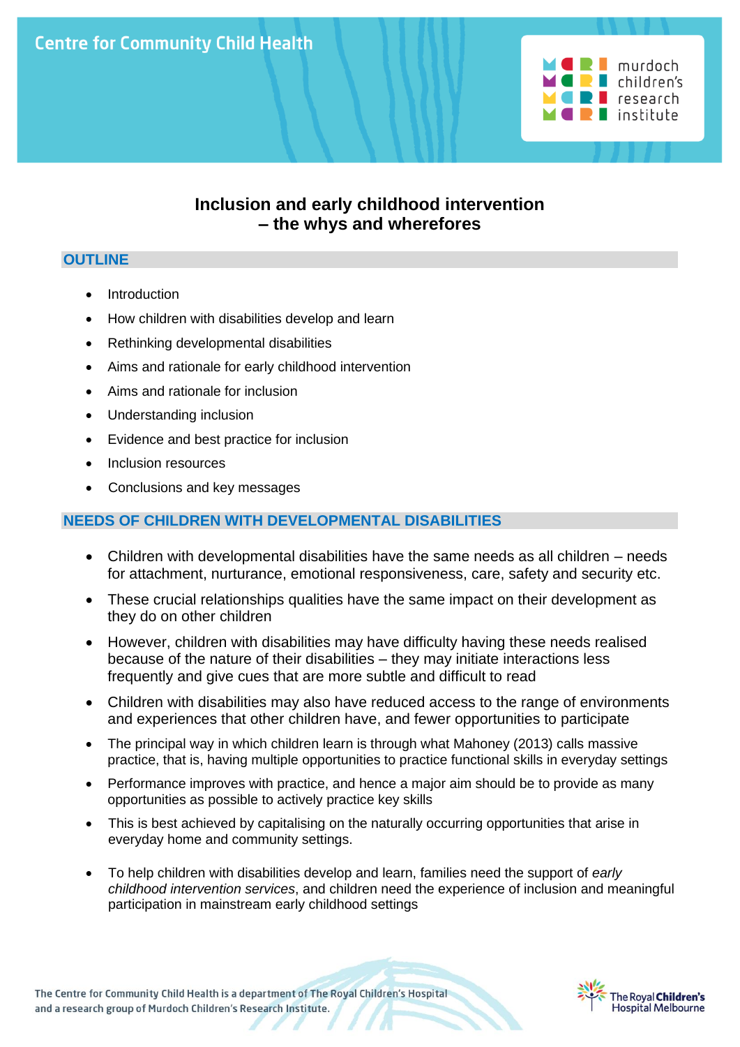# Inclusion and early childhood intervention – the whys and wherefores

## OUTLINE

- Introduction
- How children with disabilities develop and learn
- Rethinking developmental disabilities
- Aims and rationale for early childhood intervention
- Aims and rationale for inclusion
- Understanding inclusion
- Evidence and best practice for inclusion
- Inclusion resources
- Conclusions and key messages

## NEEDS OF CHILDREN WITH DEVELOPMENTAL DISABILITIES

- Children with developmental disabilities have the same needs as all children – needs for attachment, nurturance, emotional responsiveness, care, safety and security etc.
- These crucial relationships qualities have the same impact on their development as they do on other children
- However, children with disabilities may have difficulty having these needs realised because of the nature of their disabilities – they may initiate interactions less frequently and give cues that are more subtle and difficult to read
- Children with disabilities may also have reduced access to the range of environments and experiences that other children have, and fewer opportunities to participate
- The principal way in which children learn is through what Mahoney (2013) calls massive practice, that is, having multiple opportunities to practice functional skills in everyday settings
- Performance improves with practice, and hence a major aim should be to provide as many opportunities as possible to actively practice key skills
- This is best achieved by capitalising on the naturally occurring opportunities that arise in everyday home and community settings.
- To help children with disabilities develop and learn, families need the support of *early childhood intervention services*, and children need the experience of inclusion and meaningful participation in mainstream early childhood settings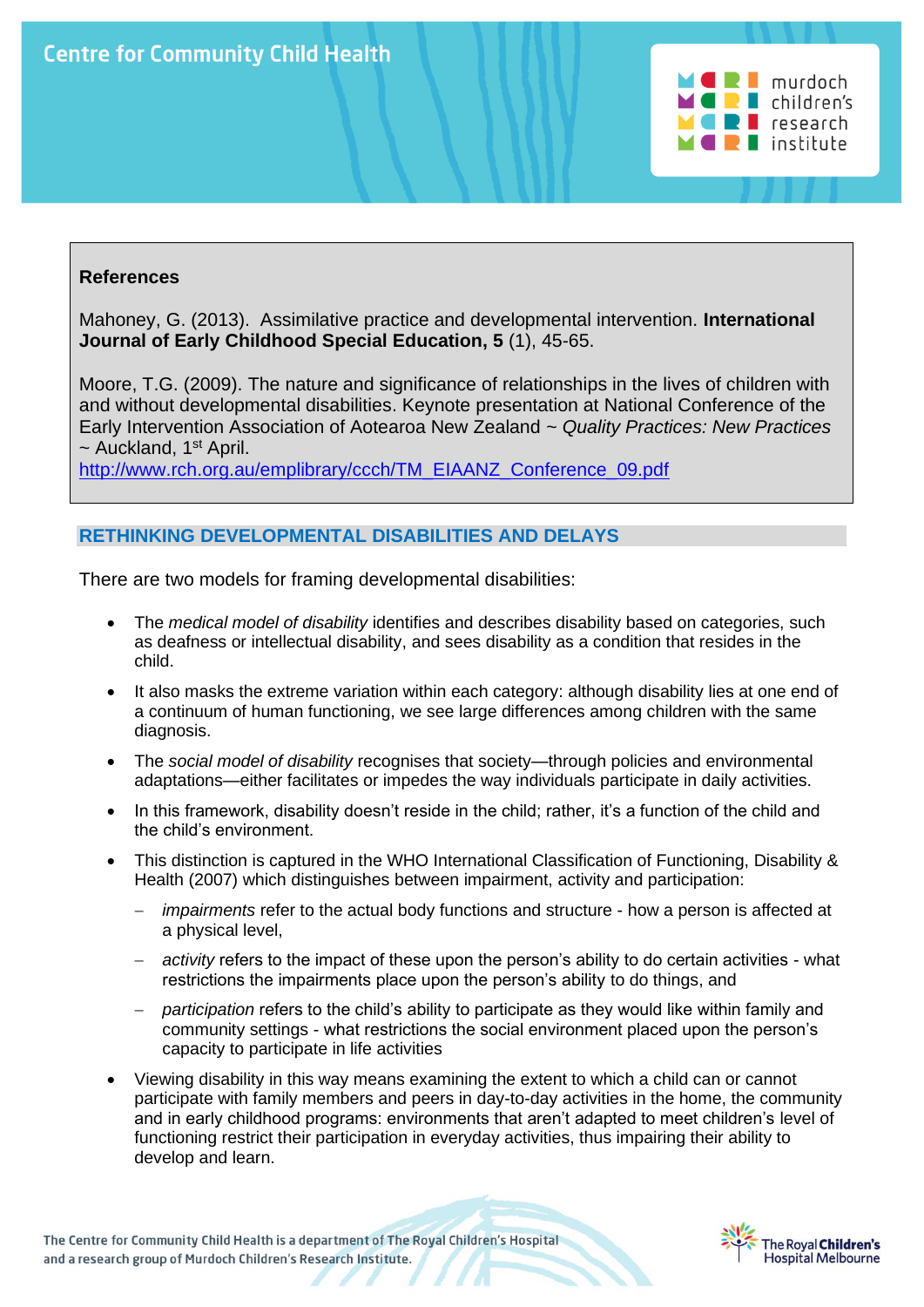**References**

Mahoney, G. (2013). Assimilative practice and developmental intervention. **International Journal of Early Childhood Special Education, 5** (1), 45-65.

Moore, T.G. (2009). The nature and significance of relationships in the lives of children with and without developmental disabilities. Keynote presentation at National Conference of the Early Intervention Association of Aotearoa New Zealand ~ *Quality Practices: New Practices* ~ Auckland, 1st April.
http://www.rch.org.au/emplibrary/ccch/TM_EIAANZ_Conference_09.pdf

## RETHINKING DEVELOPMENTAL DISABILITIES AND DELAYS

There are two models for framing developmental disabilities:

- The *medical model of disability* identifies and describes disability based on categories, such as deafness or intellectual disability, and sees disability as a condition that resides in the child.
- It also masks the extreme variation within each category: although disability lies at one end of a continuum of human functioning, we see large differences among children with the same diagnosis.
- The *social model of disability* recognises that society—through policies and environmental adaptations—either facilitates or impedes the way individuals participate in daily activities.
- In this framework, disability doesn't reside in the child; rather, it's a function of the child and the child's environment.
- This distinction is captured in the WHO International Classification of Functioning, Disability & Health (2007) which distinguishes between impairment, activity and participation:
  - *impairments* refer to the actual body functions and structure - how a person is affected at a physical level,
  - *activity* refers to the impact of these upon the person's ability to do certain activities - what restrictions the impairments place upon the person's ability to do things, and
  - *participation* refers to the child's ability to participate as they would like within family and community settings - what restrictions the social environment placed upon the person's capacity to participate in life activities
- Viewing disability in this way means examining the extent to which a child can or cannot participate with family members and peers in day-to-day activities in the home, the community and in early childhood programs: environments that aren't adapted to meet children's level of functioning restrict their participation in everyday activities, thus impairing their ability to develop and learn.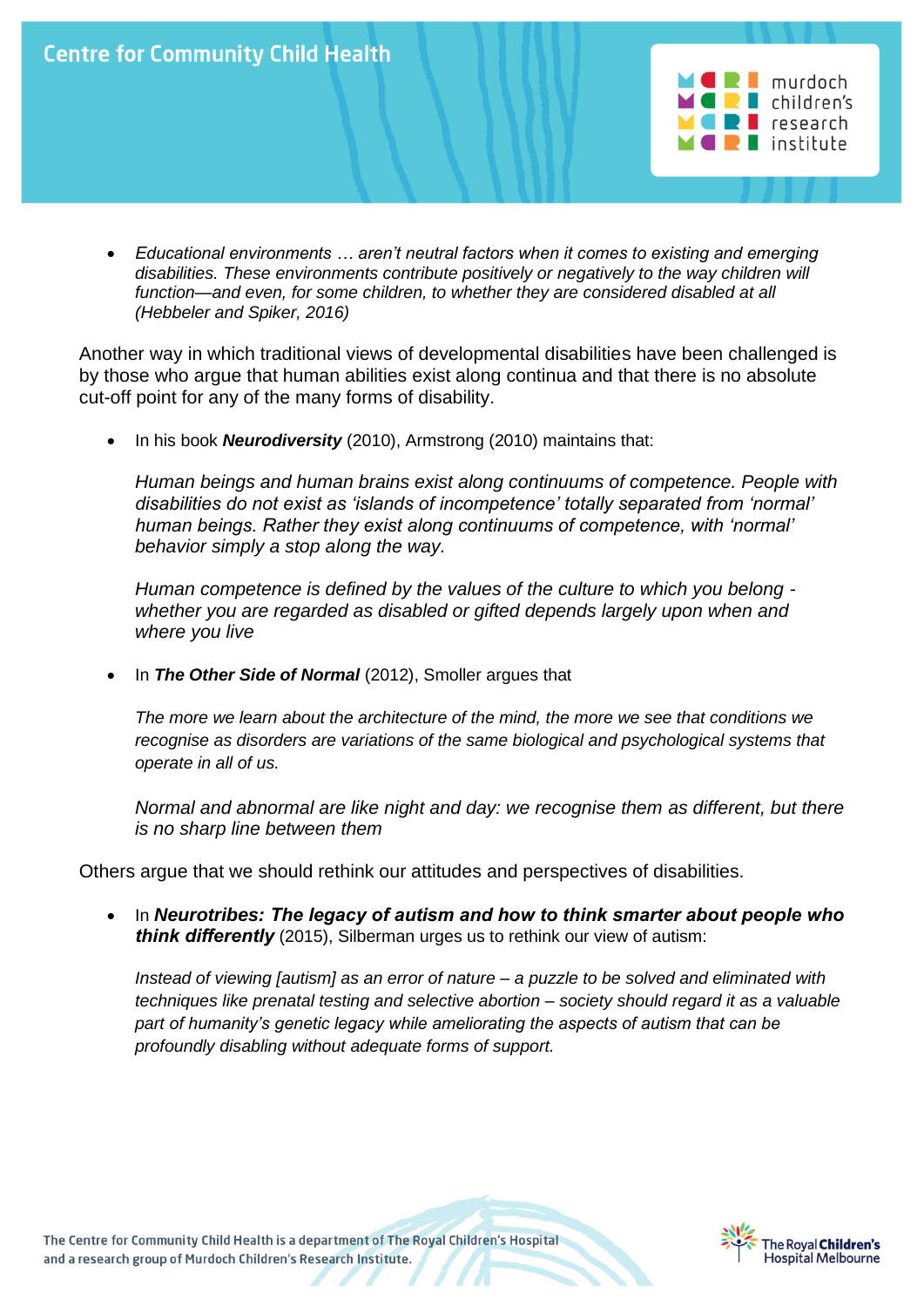- *Educational environments … aren't neutral factors when it comes to existing and emerging disabilities. These environments contribute positively or negatively to the way children will function—and even, for some children, to whether they are considered disabled at all (Hebbeler and Spiker, 2016)*

Another way in which traditional views of developmental disabilities have been challenged is by those who argue that human abilities exist along continua and that there is no absolute cut-off point for any of the many forms of disability.

- In his book ***Neurodiversity*** (2010), Armstrong (2010) maintains that:

  *Human beings and human brains exist along continuums of competence. People with disabilities do not exist as 'islands of incompetence' totally separated from 'normal' human beings. Rather they exist along continuums of competence, with 'normal' behavior simply a stop along the way.*

  *Human competence is defined by the values of the culture to which you belong - whether you are regarded as disabled or gifted depends largely upon when and where you live*

- In ***The Other Side of Normal*** (2012), Smoller argues that

  *The more we learn about the architecture of the mind, the more we see that conditions we recognise as disorders are variations of the same biological and psychological systems that operate in all of us.*

  *Normal and abnormal are like night and day: we recognise them as different, but there is no sharp line between them*

Others argue that we should rethink our attitudes and perspectives of disabilities.

- In ***Neurotribes: The legacy of autism and how to think smarter about people who think differently*** (2015), Silberman urges us to rethink our view of autism:

  *Instead of viewing [autism] as an error of nature – a puzzle to be solved and eliminated with techniques like prenatal testing and selective abortion – society should regard it as a valuable part of humanity's genetic legacy while ameliorating the aspects of autism that can be profoundly disabling without adequate forms of support.*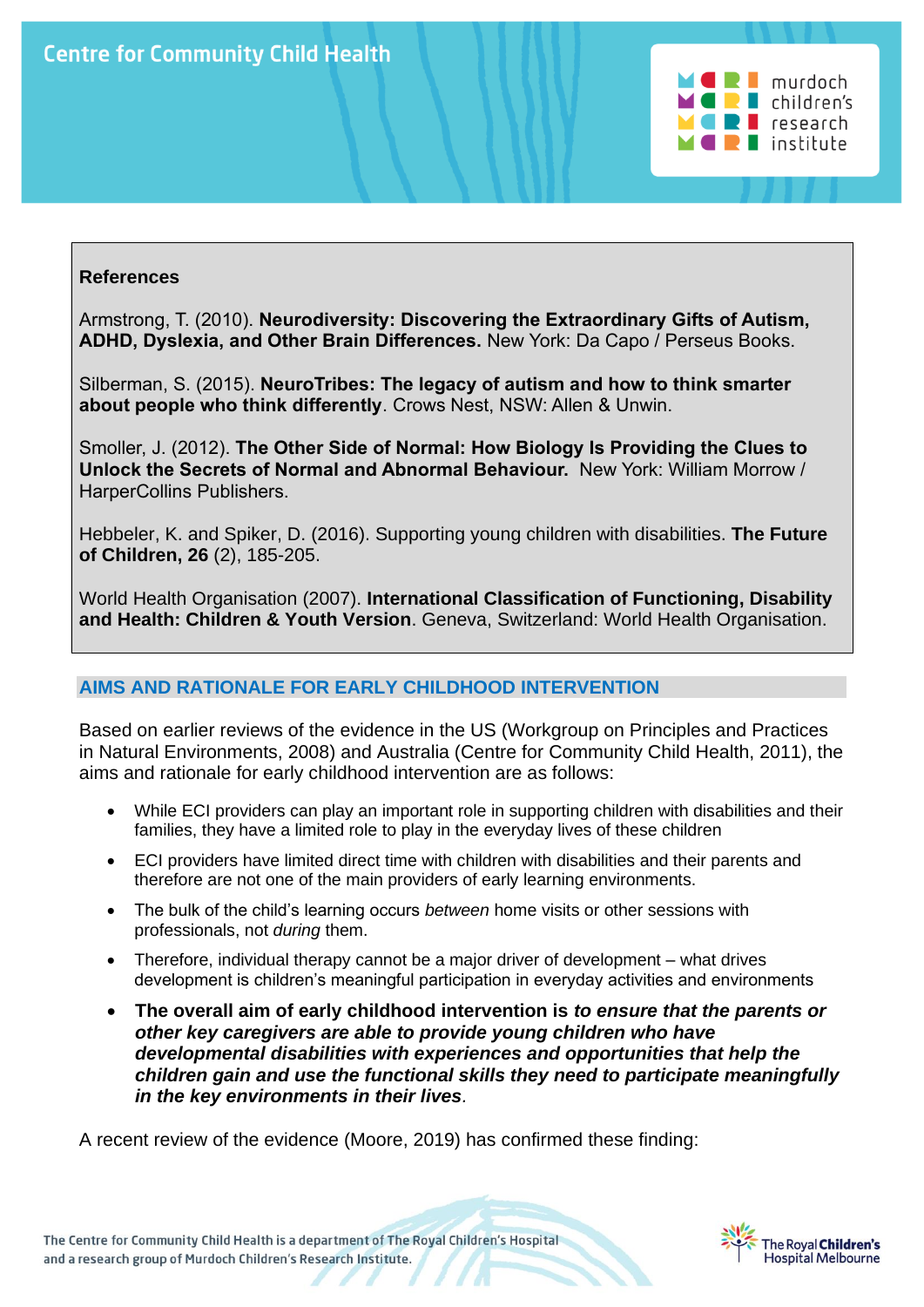**References**

Armstrong, T. (2010). **Neurodiversity: Discovering the Extraordinary Gifts of Autism, ADHD, Dyslexia, and Other Brain Differences.** New York: Da Capo / Perseus Books.

Silberman, S. (2015). **NeuroTribes: The legacy of autism and how to think smarter about people who think differently**. Crows Nest, NSW: Allen & Unwin.

Smoller, J. (2012). **The Other Side of Normal: How Biology Is Providing the Clues to Unlock the Secrets of Normal and Abnormal Behaviour.** New York: William Morrow / HarperCollins Publishers.

Hebbeler, K. and Spiker, D. (2016). Supporting young children with disabilities. **The Future of Children, 26** (2), 185-205.

World Health Organisation (2007). **International Classification of Functioning, Disability and Health: Children & Youth Version**. Geneva, Switzerland: World Health Organisation.

## AIMS AND RATIONALE FOR EARLY CHILDHOOD INTERVENTION

Based on earlier reviews of the evidence in the US (Workgroup on Principles and Practices in Natural Environments, 2008) and Australia (Centre for Community Child Health, 2011), the aims and rationale for early childhood intervention are as follows:

- While ECI providers can play an important role in supporting children with disabilities and their families, they have a limited role to play in the everyday lives of these children
- ECI providers have limited direct time with children with disabilities and their parents and therefore are not one of the main providers of early learning environments.
- The bulk of the child's learning occurs *between* home visits or other sessions with professionals, not *during* them.
- Therefore, individual therapy cannot be a major driver of development – what drives development is children's meaningful participation in everyday activities and environments
- **The overall aim of early childhood intervention is *to ensure that the parents or other key caregivers are able to provide young children who have developmental disabilities with experiences and opportunities that help the children gain and use the functional skills they need to participate meaningfully in the key environments in their lives*.**

A recent review of the evidence (Moore, 2019) has confirmed these finding: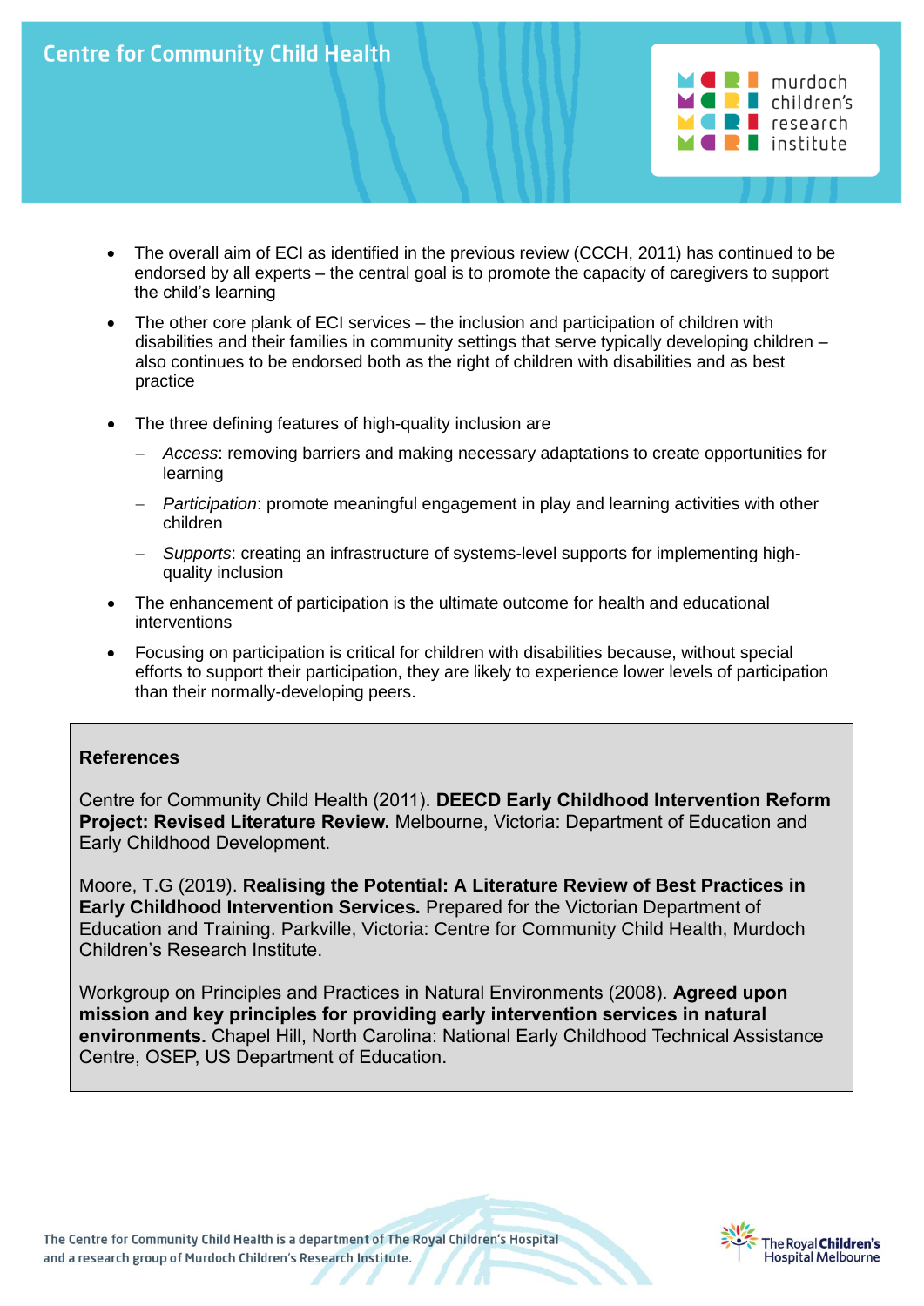- The overall aim of ECI as identified in the previous review (CCCH, 2011) has continued to be endorsed by all experts – the central goal is to promote the capacity of caregivers to support the child's learning
- The other core plank of ECI services – the inclusion and participation of children with disabilities and their families in community settings that serve typically developing children – also continues to be endorsed both as the right of children with disabilities and as best practice
- The three defining features of high-quality inclusion are
  - *Access*: removing barriers and making necessary adaptations to create opportunities for learning
  - *Participation*: promote meaningful engagement in play and learning activities with other children
  - *Supports*: creating an infrastructure of systems-level supports for implementing high-quality inclusion
- The enhancement of participation is the ultimate outcome for health and educational interventions
- Focusing on participation is critical for children with disabilities because, without special efforts to support their participation, they are likely to experience lower levels of participation than their normally-developing peers.

**References**

Centre for Community Child Health (2011). **DEECD Early Childhood Intervention Reform Project: Revised Literature Review.** Melbourne, Victoria: Department of Education and Early Childhood Development.

Moore, T.G (2019). **Realising the Potential: A Literature Review of Best Practices in Early Childhood Intervention Services.** Prepared for the Victorian Department of Education and Training. Parkville, Victoria: Centre for Community Child Health, Murdoch Children's Research Institute.

Workgroup on Principles and Practices in Natural Environments (2008). **Agreed upon mission and key principles for providing early intervention services in natural environments.** Chapel Hill, North Carolina: National Early Childhood Technical Assistance Centre, OSEP, US Department of Education.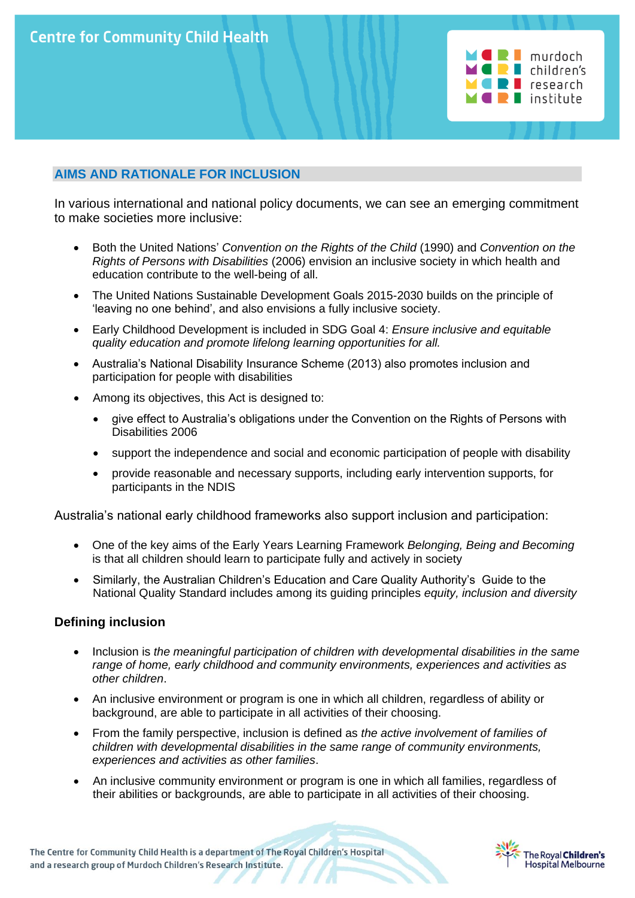## AIMS AND RATIONALE FOR INCLUSION

In various international and national policy documents, we can see an emerging commitment to make societies more inclusive:

- Both the United Nations' *Convention on the Rights of the Child* (1990) and *Convention on the Rights of Persons with Disabilities* (2006) envision an inclusive society in which health and education contribute to the well-being of all.
- The United Nations Sustainable Development Goals 2015-2030 builds on the principle of 'leaving no one behind', and also envisions a fully inclusive society.
- Early Childhood Development is included in SDG Goal 4: *Ensure inclusive and equitable quality education and promote lifelong learning opportunities for all.*
- Australia's National Disability Insurance Scheme (2013) also promotes inclusion and participation for people with disabilities
- Among its objectives, this Act is designed to:
  - give effect to Australia's obligations under the Convention on the Rights of Persons with Disabilities 2006
  - support the independence and social and economic participation of people with disability
  - provide reasonable and necessary supports, including early intervention supports, for participants in the NDIS

Australia's national early childhood frameworks also support inclusion and participation:

- One of the key aims of the Early Years Learning Framework *Belonging, Being and Becoming* is that all children should learn to participate fully and actively in society
- Similarly, the Australian Children's Education and Care Quality Authority's Guide to the National Quality Standard includes among its guiding principles *equity, inclusion and diversity*

### Defining inclusion

- Inclusion is *the meaningful participation of children with developmental disabilities in the same range of home, early childhood and community environments, experiences and activities as other children*.
- An inclusive environment or program is one in which all children, regardless of ability or background, are able to participate in all activities of their choosing.
- From the family perspective, inclusion is defined as *the active involvement of families of children with developmental disabilities in the same range of community environments, experiences and activities as other families*.
- An inclusive community environment or program is one in which all families, regardless of their abilities or backgrounds, are able to participate in all activities of their choosing.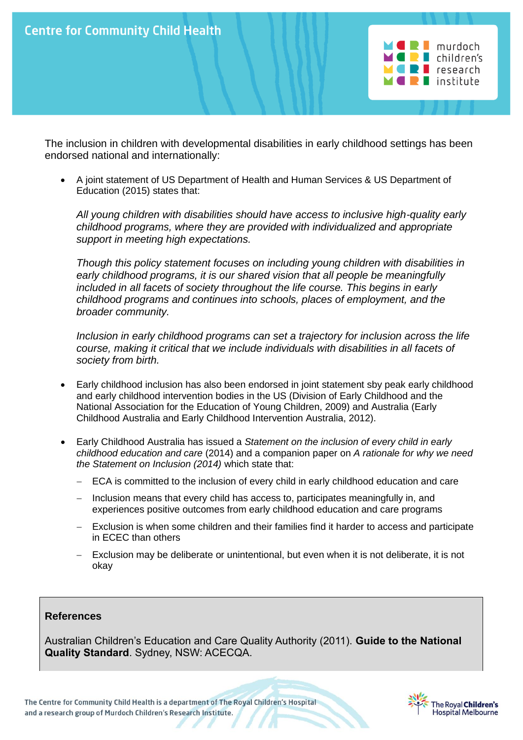The inclusion in children with developmental disabilities in early childhood settings has been endorsed national and internationally:

- A joint statement of US Department of Health and Human Services & US Department of Education (2015) states that:

  *All young children with disabilities should have access to inclusive high-quality early childhood programs, where they are provided with individualized and appropriate support in meeting high expectations.*

  *Though this policy statement focuses on including young children with disabilities in early childhood programs, it is our shared vision that all people be meaningfully included in all facets of society throughout the life course. This begins in early childhood programs and continues into schools, places of employment, and the broader community.*

  *Inclusion in early childhood programs can set a trajectory for inclusion across the life course, making it critical that we include individuals with disabilities in all facets of society from birth.*

- Early childhood inclusion has also been endorsed in joint statement sby peak early childhood and early childhood intervention bodies in the US (Division of Early Childhood and the National Association for the Education of Young Children, 2009) and Australia (Early Childhood Australia and Early Childhood Intervention Australia, 2012).

- Early Childhood Australia has issued a *Statement on the inclusion of every child in early childhood education and care* (2014) and a companion paper on *A rationale for why we need the Statement on Inclusion (2014)* which state that:
  - ECA is committed to the inclusion of every child in early childhood education and care
  - Inclusion means that every child has access to, participates meaningfully in, and experiences positive outcomes from early childhood education and care programs
  - Exclusion is when some children and their families find it harder to access and participate in ECEC than others
  - Exclusion may be deliberate or unintentional, but even when it is not deliberate, it is not okay

**References**

Australian Children's Education and Care Quality Authority (2011). **Guide to the National Quality Standard**. Sydney, NSW: ACECQA.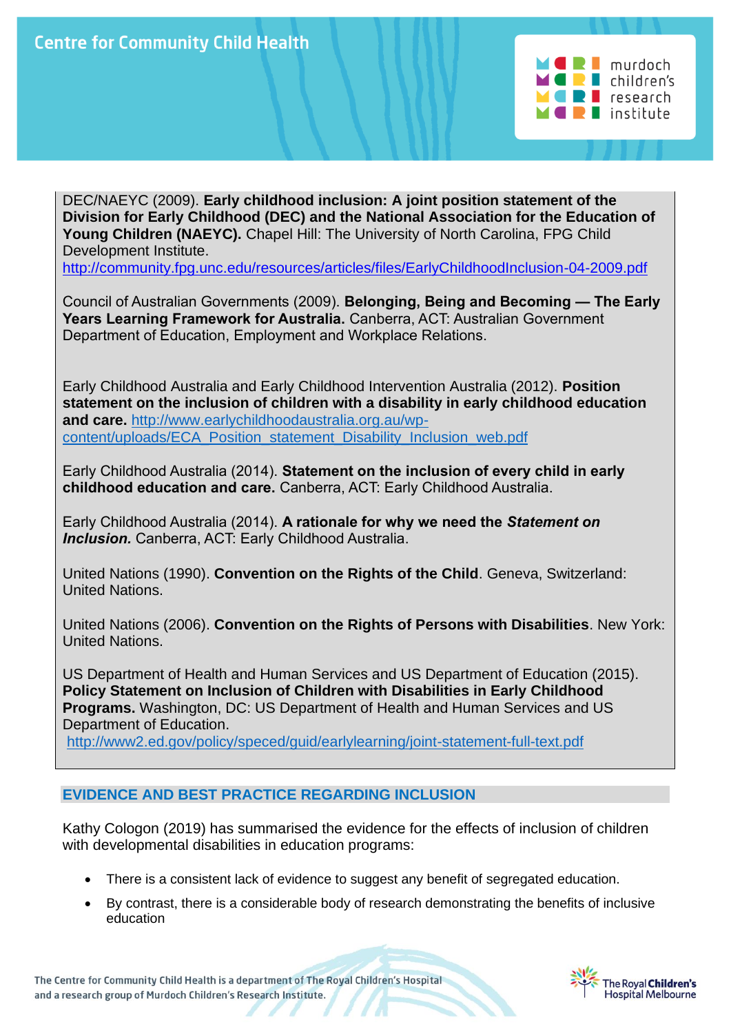DEC/NAEYC (2009). **Early childhood inclusion: A joint position statement of the Division for Early Childhood (DEC) and the National Association for the Education of Young Children (NAEYC).** Chapel Hill: The University of North Carolina, FPG Child Development Institute.
http://community.fpg.unc.edu/resources/articles/files/EarlyChildhoodInclusion-04-2009.pdf

Council of Australian Governments (2009). **Belonging, Being and Becoming — The Early Years Learning Framework for Australia.** Canberra, ACT: Australian Government Department of Education, Employment and Workplace Relations.

Early Childhood Australia and Early Childhood Intervention Australia (2012). **Position statement on the inclusion of children with a disability in early childhood education and care.** http://www.earlychildhoodaustralia.org.au/wp-content/uploads/ECA_Position_statement_Disability_Inclusion_web.pdf

Early Childhood Australia (2014). **Statement on the inclusion of every child in early childhood education and care.** Canberra, ACT: Early Childhood Australia.

Early Childhood Australia (2014). **A rationale for why we need the *Statement on Inclusion.*** Canberra, ACT: Early Childhood Australia.

United Nations (1990). **Convention on the Rights of the Child**. Geneva, Switzerland: United Nations.

United Nations (2006). **Convention on the Rights of Persons with Disabilities**. New York: United Nations.

US Department of Health and Human Services and US Department of Education (2015). **Policy Statement on Inclusion of Children with Disabilities in Early Childhood Programs.** Washington, DC: US Department of Health and Human Services and US Department of Education.
http://www2.ed.gov/policy/speced/guid/earlylearning/joint-statement-full-text.pdf

## EVIDENCE AND BEST PRACTICE REGARDING INCLUSION

Kathy Cologon (2019) has summarised the evidence for the effects of inclusion of children with developmental disabilities in education programs:

- There is a consistent lack of evidence to suggest any benefit of segregated education.
- By contrast, there is a considerable body of research demonstrating the benefits of inclusive education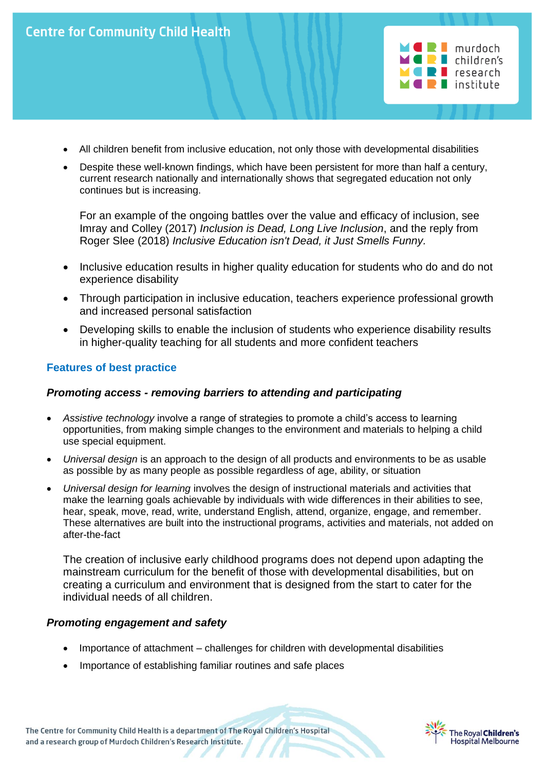- All children benefit from inclusive education, not only those with developmental disabilities
- Despite these well-known findings, which have been persistent for more than half a century, current research nationally and internationally shows that segregated education not only continues but is increasing.

  For an example of the ongoing battles over the value and efficacy of inclusion, see Imray and Colley (2017) *Inclusion is Dead, Long Live Inclusion*, and the reply from Roger Slee (2018) *Inclusive Education isn't Dead, it Just Smells Funny.*

- Inclusive education results in higher quality education for students who do and do not experience disability
- Through participation in inclusive education, teachers experience professional growth and increased personal satisfaction
- Developing skills to enable the inclusion of students who experience disability results in higher-quality teaching for all students and more confident teachers

## Features of best practice

### *Promoting access - removing barriers to attending and participating*

- *Assistive technology* involve a range of strategies to promote a child's access to learning opportunities, from making simple changes to the environment and materials to helping a child use special equipment.
- *Universal design* is an approach to the design of all products and environments to be as usable as possible by as many people as possible regardless of age, ability, or situation
- *Universal design for learning* involves the design of instructional materials and activities that make the learning goals achievable by individuals with wide differences in their abilities to see, hear, speak, move, read, write, understand English, attend, organize, engage, and remember. These alternatives are built into the instructional programs, activities and materials, not added on after-the-fact

  The creation of inclusive early childhood programs does not depend upon adapting the mainstream curriculum for the benefit of those with developmental disabilities, but on creating a curriculum and environment that is designed from the start to cater for the individual needs of all children.

### *Promoting engagement and safety*

- Importance of attachment – challenges for children with developmental disabilities
- Importance of establishing familiar routines and safe places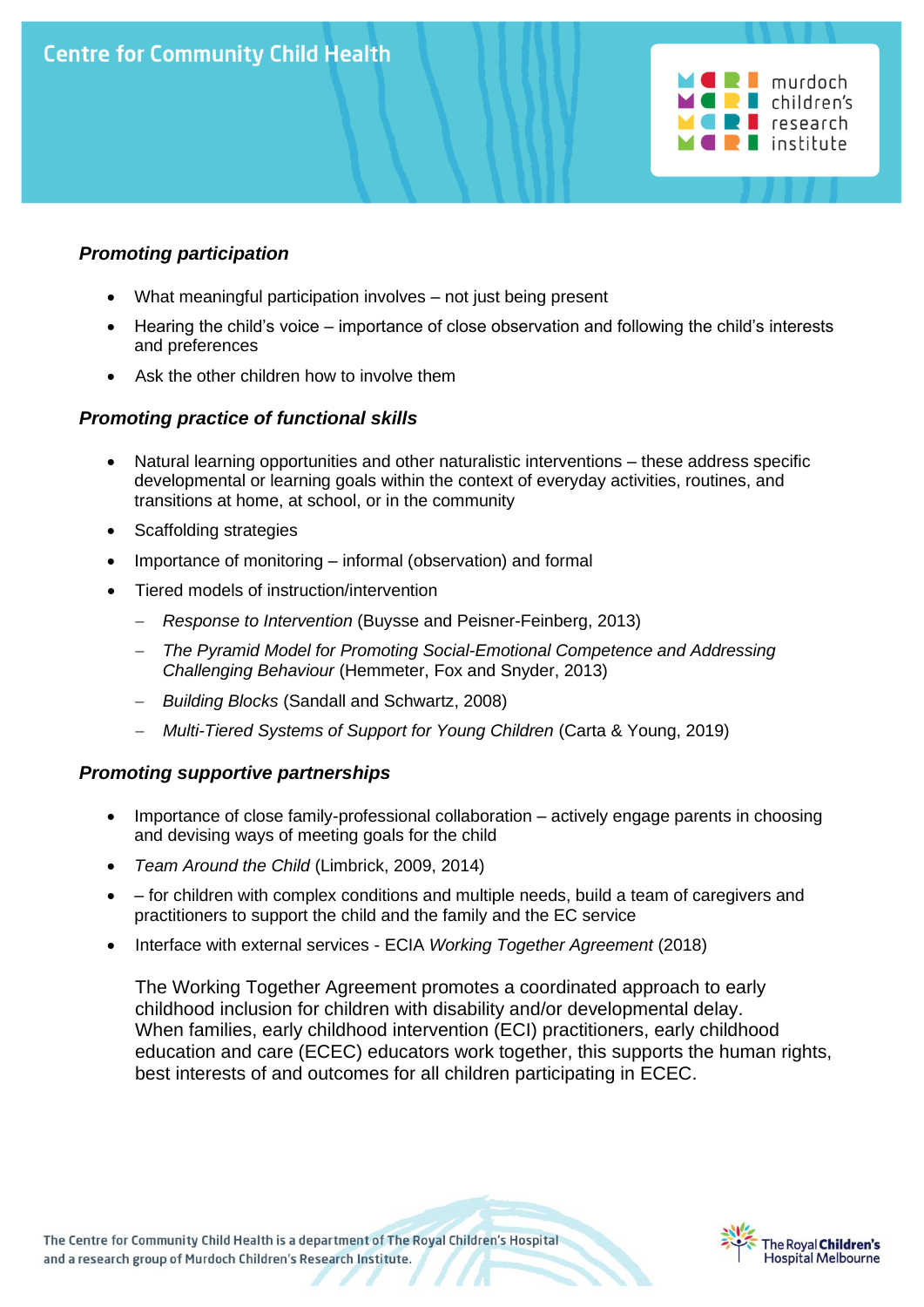### *Promoting participation*

- What meaningful participation involves – not just being present
- Hearing the child's voice – importance of close observation and following the child's interests and preferences
- Ask the other children how to involve them

### *Promoting practice of functional skills*

- Natural learning opportunities and other naturalistic interventions – these address specific developmental or learning goals within the context of everyday activities, routines, and transitions at home, at school, or in the community
- Scaffolding strategies
- Importance of monitoring – informal (observation) and formal
- Tiered models of instruction/intervention
  - *Response to Intervention* (Buysse and Peisner-Feinberg, 2013)
  - *The Pyramid Model for Promoting Social-Emotional Competence and Addressing Challenging Behaviour* (Hemmeter, Fox and Snyder, 2013)
  - *Building Blocks* (Sandall and Schwartz, 2008)
  - *Multi-Tiered Systems of Support for Young Children* (Carta & Young, 2019)

### *Promoting supportive partnerships*

- Importance of close family-professional collaboration – actively engage parents in choosing and devising ways of meeting goals for the child
- *Team Around the Child* (Limbrick, 2009, 2014)
- – for children with complex conditions and multiple needs, build a team of caregivers and practitioners to support the child and the family and the EC service
- Interface with external services - ECIA *Working Together Agreement* (2018)

  The Working Together Agreement promotes a coordinated approach to early childhood inclusion for children with disability and/or developmental delay. When families, early childhood intervention (ECI) practitioners, early childhood education and care (ECEC) educators work together, this supports the human rights, best interests of and outcomes for all children participating in ECEC.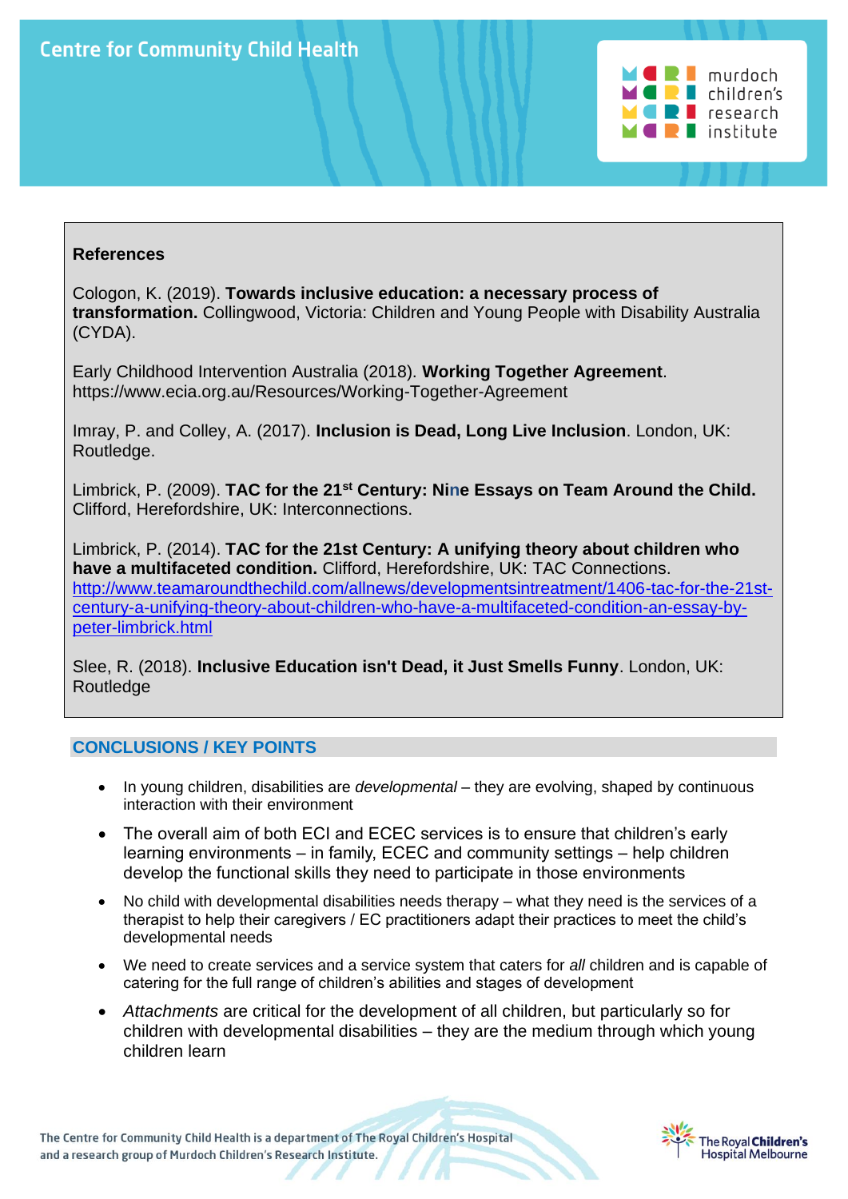## References

Cologon, K. (2019). **Towards inclusive education: a necessary process of transformation.** Collingwood, Victoria: Children and Young People with Disability Australia (CYDA).

Early Childhood Intervention Australia (2018). **Working Together Agreement**. https://www.ecia.org.au/Resources/Working-Together-Agreement

Imray, P. and Colley, A. (2017). **Inclusion is Dead, Long Live Inclusion**. London, UK: Routledge.

Limbrick, P. (2009). **TAC for the 21st Century: Nine Essays on Team Around the Child.** Clifford, Herefordshire, UK: Interconnections.

Limbrick, P. (2014). **TAC for the 21st Century: A unifying theory about children who have a multifaceted condition.** Clifford, Herefordshire, UK: TAC Connections. http://www.teamaroundthechild.com/allnews/developmentsintreatment/1406-tac-for-the-21st-century-a-unifying-theory-about-children-who-have-a-multifaceted-condition-an-essay-by-peter-limbrick.html

Slee, R. (2018). **Inclusive Education isn't Dead, it Just Smells Funny**. London, UK: Routledge

## CONCLUSIONS / KEY POINTS

- In young children, disabilities are *developmental* – they are evolving, shaped by continuous interaction with their environment
- The overall aim of both ECI and ECEC services is to ensure that children's early learning environments – in family, ECEC and community settings – help children develop the functional skills they need to participate in those environments
- No child with developmental disabilities needs therapy – what they need is the services of a therapist to help their caregivers / EC practitioners adapt their practices to meet the child's developmental needs
- We need to create services and a service system that caters for *all* children and is capable of catering for the full range of children's abilities and stages of development
- *Attachments* are critical for the development of all children, but particularly so for children with developmental disabilities – they are the medium through which young children learn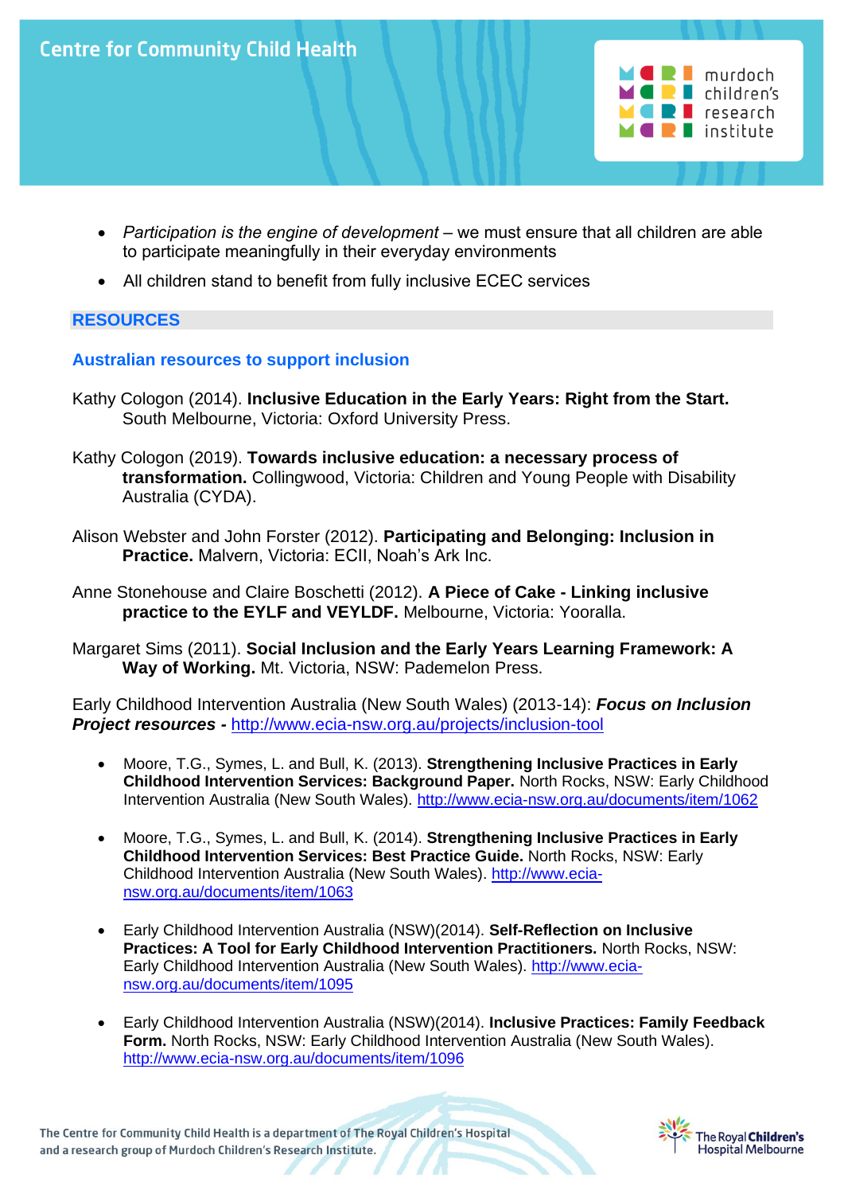- *Participation is the engine of development* – we must ensure that all children are able to participate meaningfully in their everyday environments
- All children stand to benefit from fully inclusive ECEC services

## RESOURCES

### Australian resources to support inclusion

Kathy Cologon (2014). **Inclusive Education in the Early Years: Right from the Start.** South Melbourne, Victoria: Oxford University Press.

Kathy Cologon (2019). **Towards inclusive education: a necessary process of transformation.** Collingwood, Victoria: Children and Young People with Disability Australia (CYDA).

Alison Webster and John Forster (2012). **Participating and Belonging: Inclusion in Practice.** Malvern, Victoria: ECII, Noah's Ark Inc.

Anne Stonehouse and Claire Boschetti (2012). **A Piece of Cake - Linking inclusive practice to the EYLF and VEYLDF.** Melbourne, Victoria: Yooralla.

Margaret Sims (2011). **Social Inclusion and the Early Years Learning Framework: A Way of Working.** Mt. Victoria, NSW: Pademelon Press.

Early Childhood Intervention Australia (New South Wales) (2013-14): ***Focus on Inclusion Project resources -*** http://www.ecia-nsw.org.au/projects/inclusion-tool

- Moore, T.G., Symes, L. and Bull, K. (2013). **Strengthening Inclusive Practices in Early Childhood Intervention Services: Background Paper.** North Rocks, NSW: Early Childhood Intervention Australia (New South Wales). http://www.ecia-nsw.org.au/documents/item/1062
- Moore, T.G., Symes, L. and Bull, K. (2014). **Strengthening Inclusive Practices in Early Childhood Intervention Services: Best Practice Guide.** North Rocks, NSW: Early Childhood Intervention Australia (New South Wales). http://www.ecia-nsw.org.au/documents/item/1063
- Early Childhood Intervention Australia (NSW)(2014). **Self-Reflection on Inclusive Practices: A Tool for Early Childhood Intervention Practitioners.** North Rocks, NSW: Early Childhood Intervention Australia (New South Wales). http://www.ecia-nsw.org.au/documents/item/1095
- Early Childhood Intervention Australia (NSW)(2014). **Inclusive Practices: Family Feedback Form.** North Rocks, NSW: Early Childhood Intervention Australia (New South Wales). http://www.ecia-nsw.org.au/documents/item/1096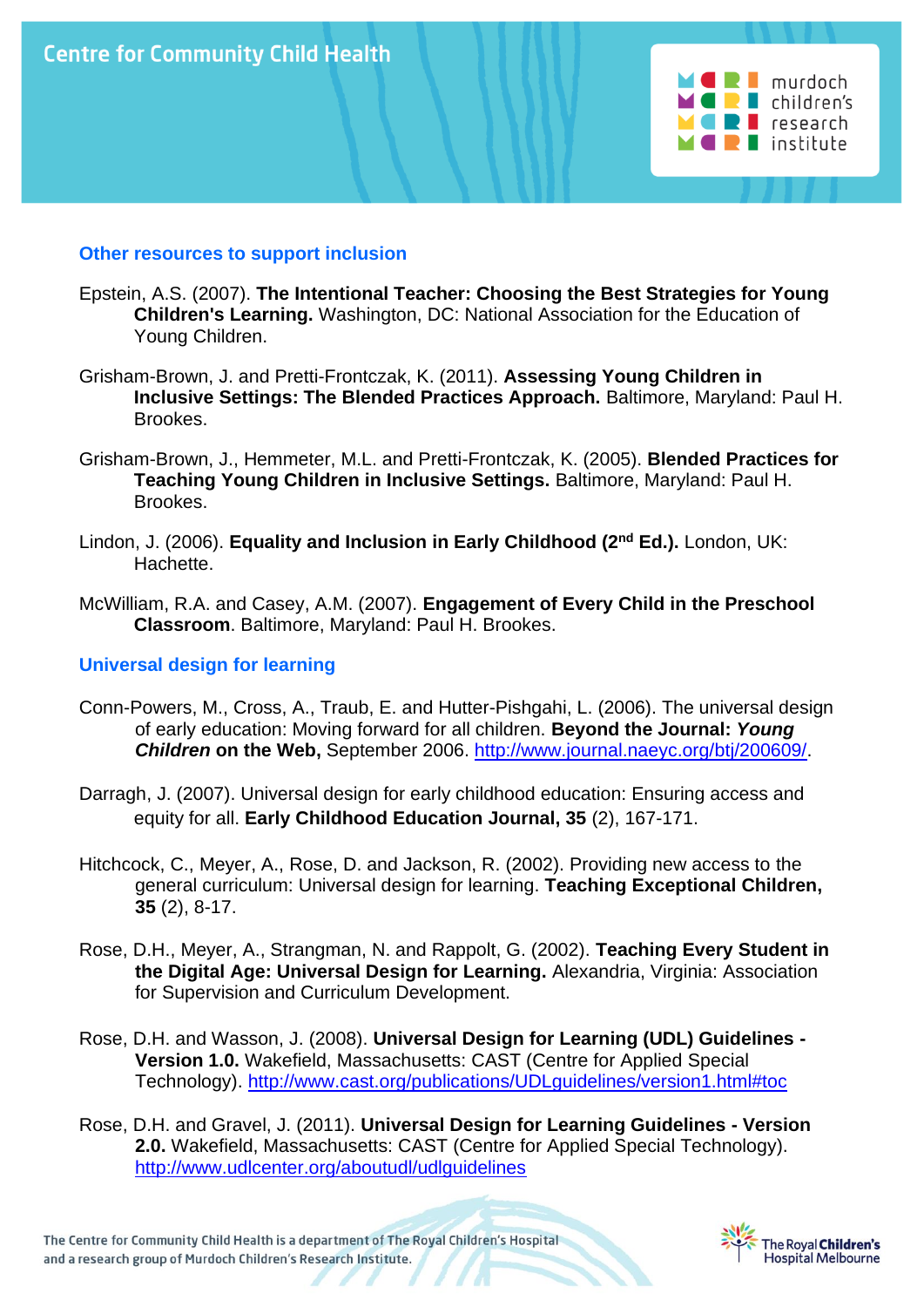## Other resources to support inclusion

Epstein, A.S. (2007). **The Intentional Teacher: Choosing the Best Strategies for Young Children's Learning.** Washington, DC: National Association for the Education of Young Children.

Grisham-Brown, J. and Pretti-Frontczak, K. (2011). **Assessing Young Children in Inclusive Settings: The Blended Practices Approach.** Baltimore, Maryland: Paul H. Brookes.

Grisham-Brown, J., Hemmeter, M.L. and Pretti-Frontczak, K. (2005). **Blended Practices for Teaching Young Children in Inclusive Settings.** Baltimore, Maryland: Paul H. Brookes.

Lindon, J. (2006). **Equality and Inclusion in Early Childhood (2nd Ed.).** London, UK: Hachette.

McWilliam, R.A. and Casey, A.M. (2007). **Engagement of Every Child in the Preschool Classroom**. Baltimore, Maryland: Paul H. Brookes.

## Universal design for learning

Conn-Powers, M., Cross, A., Traub, E. and Hutter-Pishgahi, L. (2006). The universal design of early education: Moving forward for all children. **Beyond the Journal: *Young Children* on the Web,** September 2006. http://www.journal.naeyc.org/btj/200609/.

Darragh, J. (2007). Universal design for early childhood education: Ensuring access and equity for all. **Early Childhood Education Journal, 35** (2), 167-171.

Hitchcock, C., Meyer, A., Rose, D. and Jackson, R. (2002). Providing new access to the general curriculum: Universal design for learning. **Teaching Exceptional Children, 35** (2), 8-17.

Rose, D.H., Meyer, A., Strangman, N. and Rappolt, G. (2002). **Teaching Every Student in the Digital Age: Universal Design for Learning.** Alexandria, Virginia: Association for Supervision and Curriculum Development.

Rose, D.H. and Wasson, J. (2008). **Universal Design for Learning (UDL) Guidelines - Version 1.0.** Wakefield, Massachusetts: CAST (Centre for Applied Special Technology). http://www.cast.org/publications/UDLguidelines/version1.html#toc

Rose, D.H. and Gravel, J. (2011). **Universal Design for Learning Guidelines - Version 2.0.** Wakefield, Massachusetts: CAST (Centre for Applied Special Technology). http://www.udlcenter.org/aboutudl/udlguidelines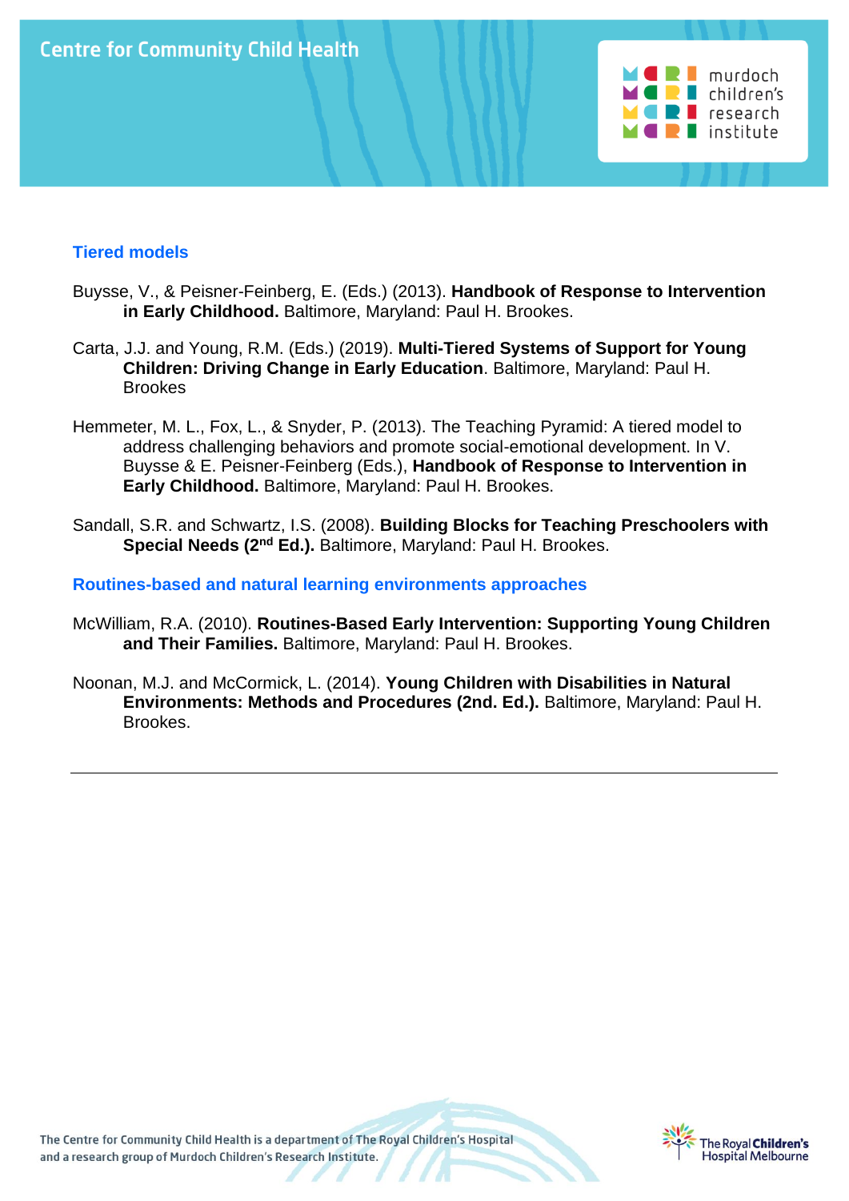### Tiered models

Buysse, V., & Peisner-Feinberg, E. (Eds.) (2013). **Handbook of Response to Intervention in Early Childhood.** Baltimore, Maryland: Paul H. Brookes.

Carta, J.J. and Young, R.M. (Eds.) (2019). **Multi-Tiered Systems of Support for Young Children: Driving Change in Early Education**. Baltimore, Maryland: Paul H. Brookes

Hemmeter, M. L., Fox, L., & Snyder, P. (2013). The Teaching Pyramid: A tiered model to address challenging behaviors and promote social-emotional development. In V. Buysse & E. Peisner-Feinberg (Eds.), **Handbook of Response to Intervention in Early Childhood.** Baltimore, Maryland: Paul H. Brookes.

Sandall, S.R. and Schwartz, I.S. (2008). **Building Blocks for Teaching Preschoolers with Special Needs (2nd Ed.).** Baltimore, Maryland: Paul H. Brookes.

### Routines-based and natural learning environments approaches

McWilliam, R.A. (2010). **Routines-Based Early Intervention: Supporting Young Children and Their Families.** Baltimore, Maryland: Paul H. Brookes.

Noonan, M.J. and McCormick, L. (2014). **Young Children with Disabilities in Natural Environments: Methods and Procedures (2nd. Ed.).** Baltimore, Maryland: Paul H. Brookes.

---